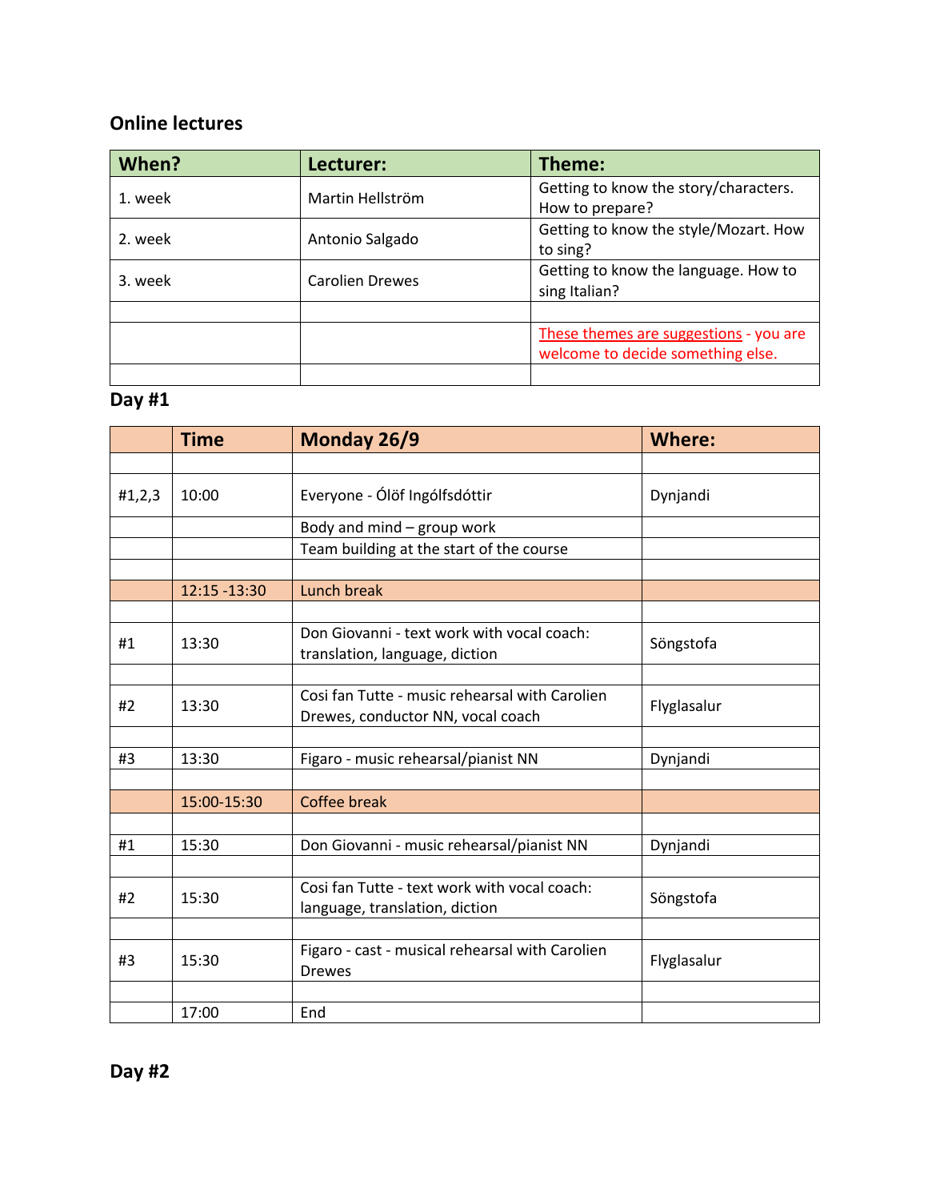## Online lectures

| When? | Lecturer: | Theme: |
| --- | --- | --- |
| 1. week | Martin Hellström | Getting to know the story/characters. How to prepare? |
| 2. week | Antonio Salgado | Getting to know the style/Mozart. How to sing? |
| 3. week | Carolien Drewes | Getting to know the language. How to sing Italian? |
| | | |
| | | These themes are suggestions - you are welcome to decide something else. |
| | | |

## Day #1

| | Time | Monday 26/9 | Where: |
| --- | --- | --- | --- |
| | | | |
| #1,2,3 | 10:00 | Everyone - Ólöf Ingólfsdóttir | Dynjandi |
| | | Body and mind – group work | |
| | | Team building at the start of the course | |
| | | | |
| | 12:15 -13:30 | Lunch break | |
| | | | |
| #1 | 13:30 | Don Giovanni - text work with vocal coach: translation, language, diction | Söngstofa |
| | | | |
| #2 | 13:30 | Cosi fan Tutte - music rehearsal with Carolien Drewes, conductor NN, vocal coach | Flyglasalur |
| | | | |
| #3 | 13:30 | Figaro - music rehearsal/pianist NN | Dynjandi |
| | | | |
| | 15:00-15:30 | Coffee break | |
| | | | |
| #1 | 15:30 | Don Giovanni - music rehearsal/pianist NN | Dynjandi |
| | | | |
| #2 | 15:30 | Cosi fan Tutte - text work with vocal coach: language, translation, diction | Söngstofa |
| | | | |
| #3 | 15:30 | Figaro - cast - musical rehearsal with Carolien Drewes | Flyglasalur |
| | | | |
| | 17:00 | End | |

## Day #2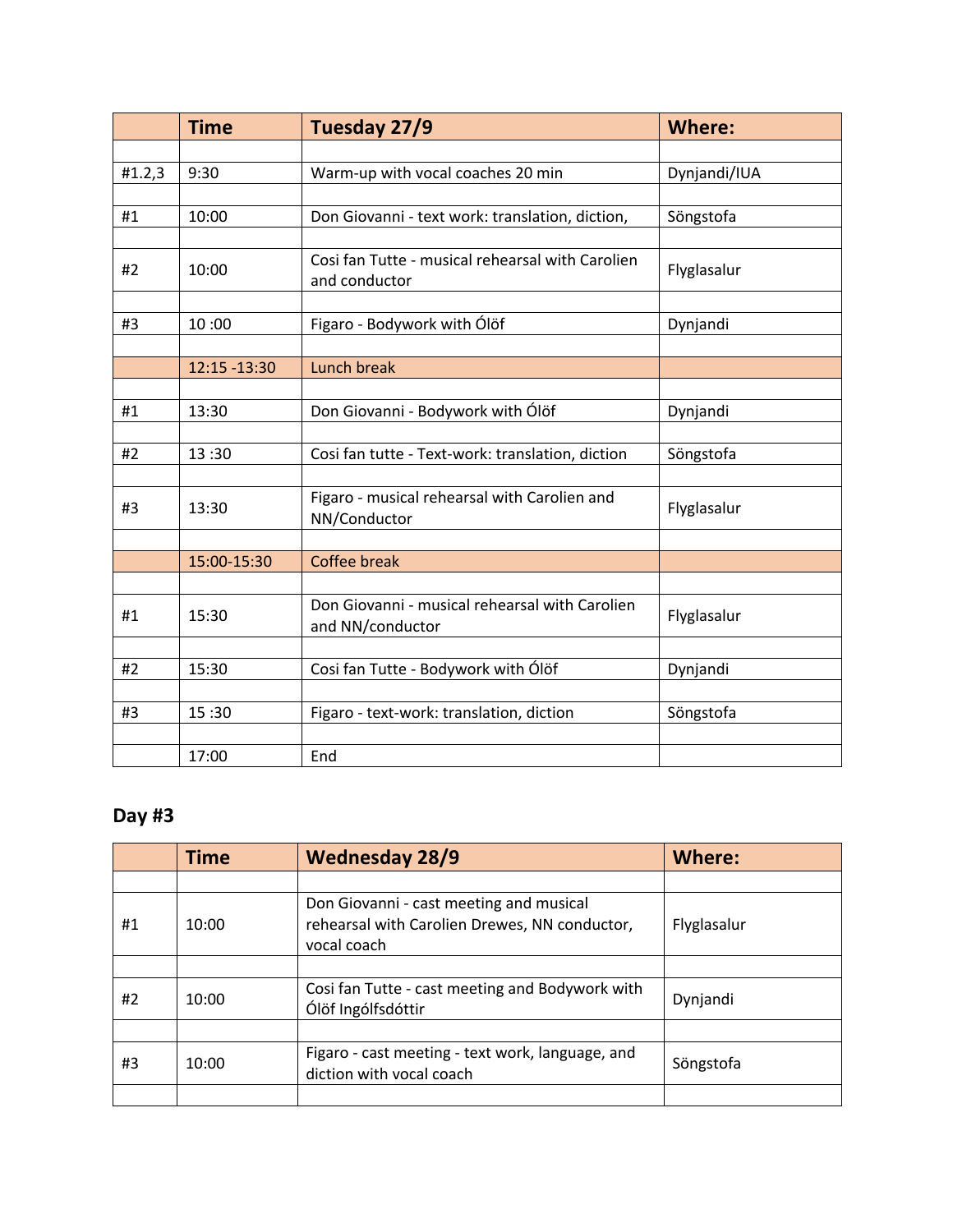| | Time | Tuesday 27/9 | Where: |
|---|---|---|---|
| | | | |
| #1.2,3 | 9:30 | Warm-up with vocal coaches 20 min | Dynjandi/IUA |
| | | | |
| #1 | 10:00 | Don Giovanni - text work: translation, diction, | Söngstofa |
| | | | |
| #2 | 10:00 | Cosi fan Tutte - musical rehearsal with Carolien and conductor | Flyglasalur |
| | | | |
| #3 | 10 :00 | Figaro - Bodywork with Ólöf | Dynjandi |
| | | | |
| | 12:15 -13:30 | Lunch break | |
| | | | |
| #1 | 13:30 | Don Giovanni - Bodywork with Ólöf | Dynjandi |
| | | | |
| #2 | 13 :30 | Cosi fan tutte - Text-work: translation, diction | Söngstofa |
| | | | |
| #3 | 13:30 | Figaro - musical rehearsal with Carolien and NN/Conductor | Flyglasalur |
| | | | |
| | 15:00-15:30 | Coffee break | |
| | | | |
| #1 | 15:30 | Don Giovanni - musical rehearsal with Carolien and NN/conductor | Flyglasalur |
| | | | |
| #2 | 15:30 | Cosi fan Tutte - Bodywork with Ólöf | Dynjandi |
| | | | |
| #3 | 15 :30 | Figaro - text-work: translation, diction | Söngstofa |
| | | | |
| | 17:00 | End | |

## Day #3

| | Time | Wednesday 28/9 | Where: |
|---|---|---|---|
| | | | |
| #1 | 10:00 | Don Giovanni - cast meeting and musical rehearsal with Carolien Drewes, NN conductor, vocal coach | Flyglasalur |
| | | | |
| #2 | 10:00 | Cosi fan Tutte - cast meeting and Bodywork with Ólöf Ingólfsdóttir | Dynjandi |
| | | | |
| #3 | 10:00 | Figaro - cast meeting - text work, language, and diction with vocal coach | Söngstofa |
| | | | |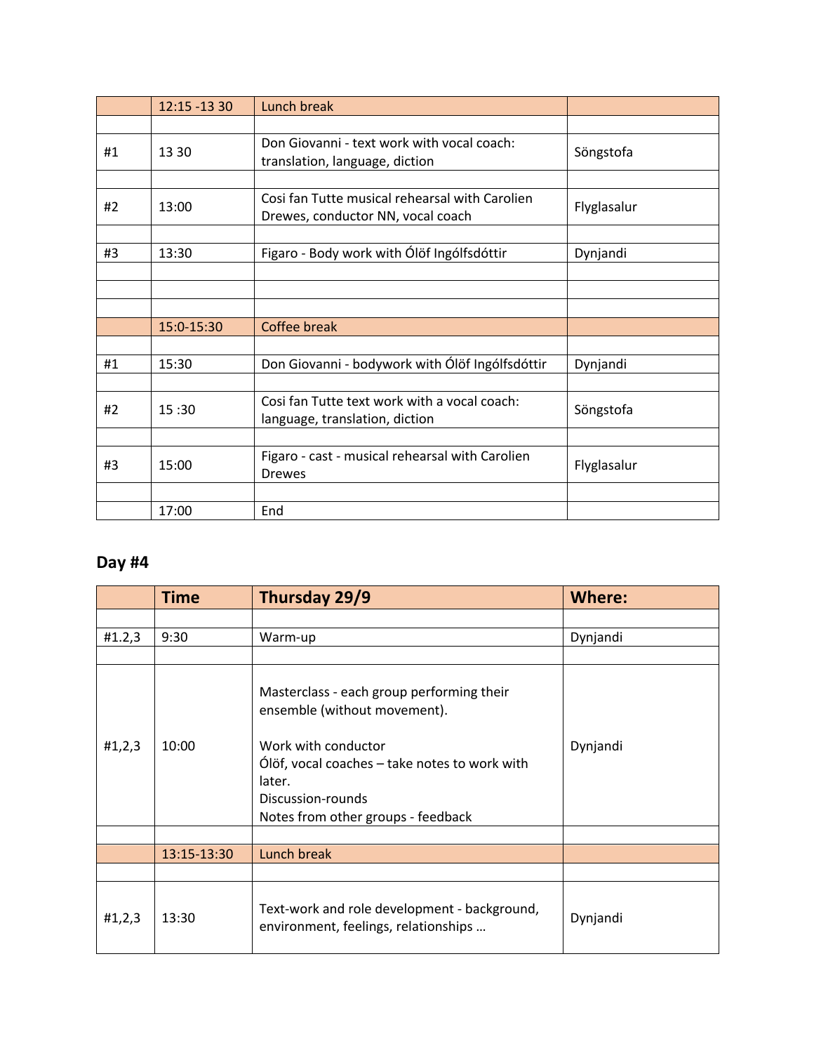| | 12:15 -13 30 | Lunch break | |
|---|---|---|---|
| | | | |
| #1 | 13 30 | Don Giovanni - text work with vocal coach: translation, language, diction | Söngstofa |
| | | | |
| #2 | 13:00 | Cosi fan Tutte musical rehearsal with Carolien Drewes, conductor NN, vocal coach | Flyglasalur |
| | | | |
| #3 | 13:30 | Figaro - Body work with Ólöf Ingólfsdóttir | Dynjandi |
| | | | |
| | | | |
| | | | |
| | 15:0-15:30 | Coffee break | |
| | | | |
| #1 | 15:30 | Don Giovanni - bodywork with Ólöf Ingólfsdóttir | Dynjandi |
| | | | |
| #2 | 15 :30 | Cosi fan Tutte text work with a vocal coach: language, translation, diction | Söngstofa |
| | | | |
| #3 | 15:00 | Figaro - cast - musical rehearsal with Carolien Drewes | Flyglasalur |
| | | | |
| | 17:00 | End | |

## Day #4

| | Time | Thursday 29/9 | Where: |
|---|---|---|---|
| | | | |
| #1.2,3 | 9:30 | Warm-up | Dynjandi |
| | | | |
| #1,2,3 | 10:00 | Masterclass - each group performing their ensemble (without movement).<br><br>Work with conductor<br>Ólöf, vocal coaches – take notes to work with later.<br>Discussion-rounds<br>Notes from other groups - feedback | Dynjandi |
| | | | |
| | 13:15-13:30 | Lunch break | |
| | | | |
| #1,2,3 | 13:30 | Text-work and role development - background, environment, feelings, relationships … | Dynjandi |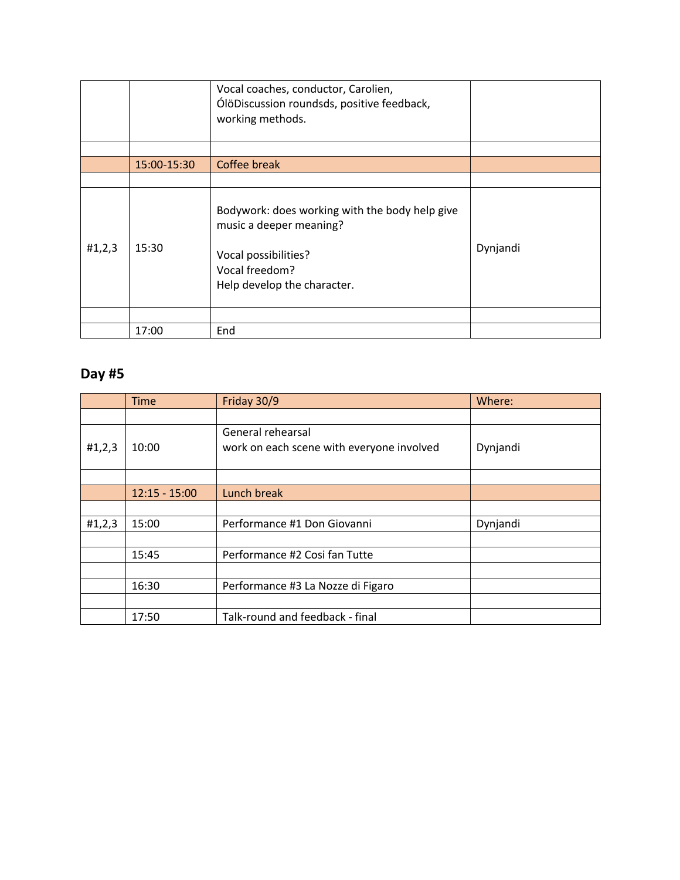| | | | |
|---|---|---|---|
| | | Vocal coaches, conductor, Carolien, ÓlöDiscussion roundsds, positive feedback, working methods. | |
| | | | |
| | 15:00-15:30 | Coffee break | |
| | | | |
| #1,2,3 | 15:30 | Bodywork: does working with the body help give music a deeper meaning?<br><br>Vocal possibilities?<br>Vocal freedom?<br>Help develop the character. | Dynjandi |
| | | | |
| | 17:00 | End | |

## Day #5

| | Time | Friday 30/9 | Where: |
|---|---|---|---|
| | | | |
| #1,2,3 | 10:00 | General rehearsal<br>work on each scene with everyone involved | Dynjandi |
| | | | |
| | 12:15 - 15:00 | Lunch break | |
| | | | |
| #1,2,3 | 15:00 | Performance #1 Don Giovanni | Dynjandi |
| | | | |
| | 15:45 | Performance #2 Cosi fan Tutte | |
| | | | |
| | 16:30 | Performance #3 La Nozze di Figaro | |
| | | | |
| | 17:50 | Talk-round and feedback - final | |